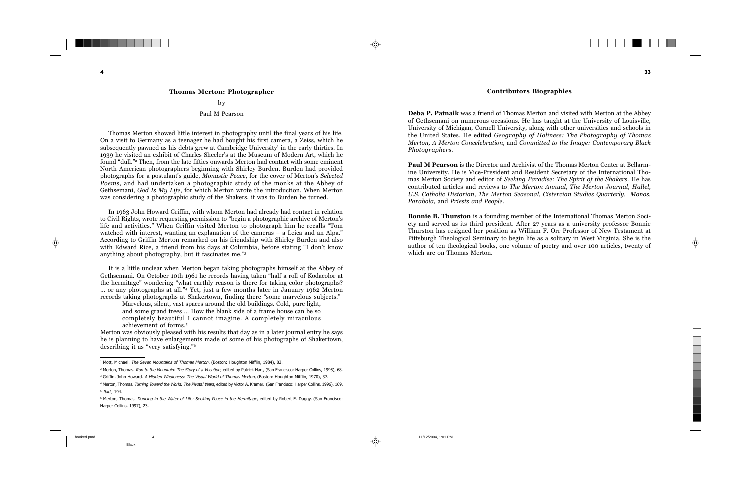## Thomas Merton: Photographer

by

Paul M Pearson

Thomas Merton showed little interest in photography until the final years of his life. On a visit to Germany as a teenager he had bought his first camera, a Zeiss, which he subsequently pawned as his debts grew at Cambridge University[1] in the early thirties. In 1939 he visited an exhibit of Charles Sheeler's at the Museum of Modern Art, which he found "dull."[2] Then, from the late fifties onwards Merton had contact with some eminent North American photographers beginning with Shirley Burden. Burden had provided photographs for a postulant's guide, *Monastic Peace*, for the cover of Merton's *Selected Poems*, and had undertaken a photographic study of the monks at the Abbey of Gethsemani, *God Is My Life*, for which Merton wrote the introduction. When Merton was considering a photographic study of the Shakers, it was to Burden he turned.

In 1963 John Howard Griffin, with whom Merton had already had contact in relation to Civil Rights, wrote requesting permission to "begin a photographic archive of Merton's life and activities." When Griffin visited Merton to photograph him he recalls "Tom watched with interest, wanting an explanation of the cameras – a Leica and an Alpa." According to Griffin Merton remarked on his friendship with Shirley Burden and also with Edward Rice, a friend from his days at Columbia, before stating "I don't know anything about photography, but it fascinates me."[3]

It is a little unclear when Merton began taking photographs himself at the Abbey of Gethsemani. On October 10th 1961 he records having taken "half a roll of Kodacolor at the hermitage" wondering "what earthly reason is there for taking color photographs? … or any photographs at all."[4] Yet, just a few months later in January 1962 Merton records taking photographs at Shakertown, finding there "some marvelous subjects."

> Marvelous, silent, vast spaces around the old buildings. Cold, pure light, and some grand trees … How the blank side of a frame house can be so completely beautiful I cannot imagine. A completely miraculous achievement of forms.[5]

Merton was obviously pleased with his results that day as in a later journal entry he says he is planning to have enlargements made of some of his photographs of Shakertown, describing it as "very satisfying."[6]

---

[1] Mott, Michael. *The Seven Mountains of Thomas Merton*. (Boston: Houghton Mifflin, 1984), 83.

[2] Merton, Thomas. *Run to the Mountain: The Story of a Vocation*, edited by Patrick Hart, (San Francisco: Harper Collins, 1995), 68.

[3] Griffin, John Howard. *A Hidden Wholeness: The Visual World of Thomas Merton*, (Boston: Houghton Mifflin, 1970), 37.

[4] Merton, Thomas. *Turning Toward the World: The Pivotal Years*, edited by Victor A. Kramer, (San Francisco: Harper Collins, 1996), 169.

[5] *Ibid.*, 194.

[6] Merton, Thomas. *Dancing in the Water of Life: Seeking Peace in the Hermitage*, edited by Robert E. Daggy, (San Francisco: Harper Collins, 1997), 23.

## Contributors Biographies

**Deba P. Patnaik** was a friend of Thomas Merton and visited with Merton at the Abbey of Gethsemani on numerous occasions. He has taught at the University of Louisville, University of Michigan, Cornell University, along with other universities and schools in the United States. He edited *Geography of Holiness: The Photography of Thomas Merton, A Merton Concelebration,* and *Committed to the Image: Contemporary Black Photographers*.

**Paul M Pearson** is the Director and Archivist of the Thomas Merton Center at Bellarmine University. He is Vice-President and Resident Secretary of the International Thomas Merton Society and editor of *Seeking Paradise: The Spirit of the Shakers*. He has contributed articles and reviews to *The Merton Annual, The Merton Journal, Hallel, U.S. Catholic Historian, The Merton Seasonal, Cistercian Studies Quarterly, Monos, Parabola,* and *Priests and People*.

**Bonnie B. Thurston** is a founding member of the International Thomas Merton Society and served as its third president. After 27 years as a university professor Bonnie Thurston has resigned her position as William F. Orr Professor of New Testament at Pittsburgh Theological Seminary to begin life as a solitary in West Virginia. She is the author of ten theological books, one volume of poetry and over 100 articles, twenty of which are on Thomas Merton.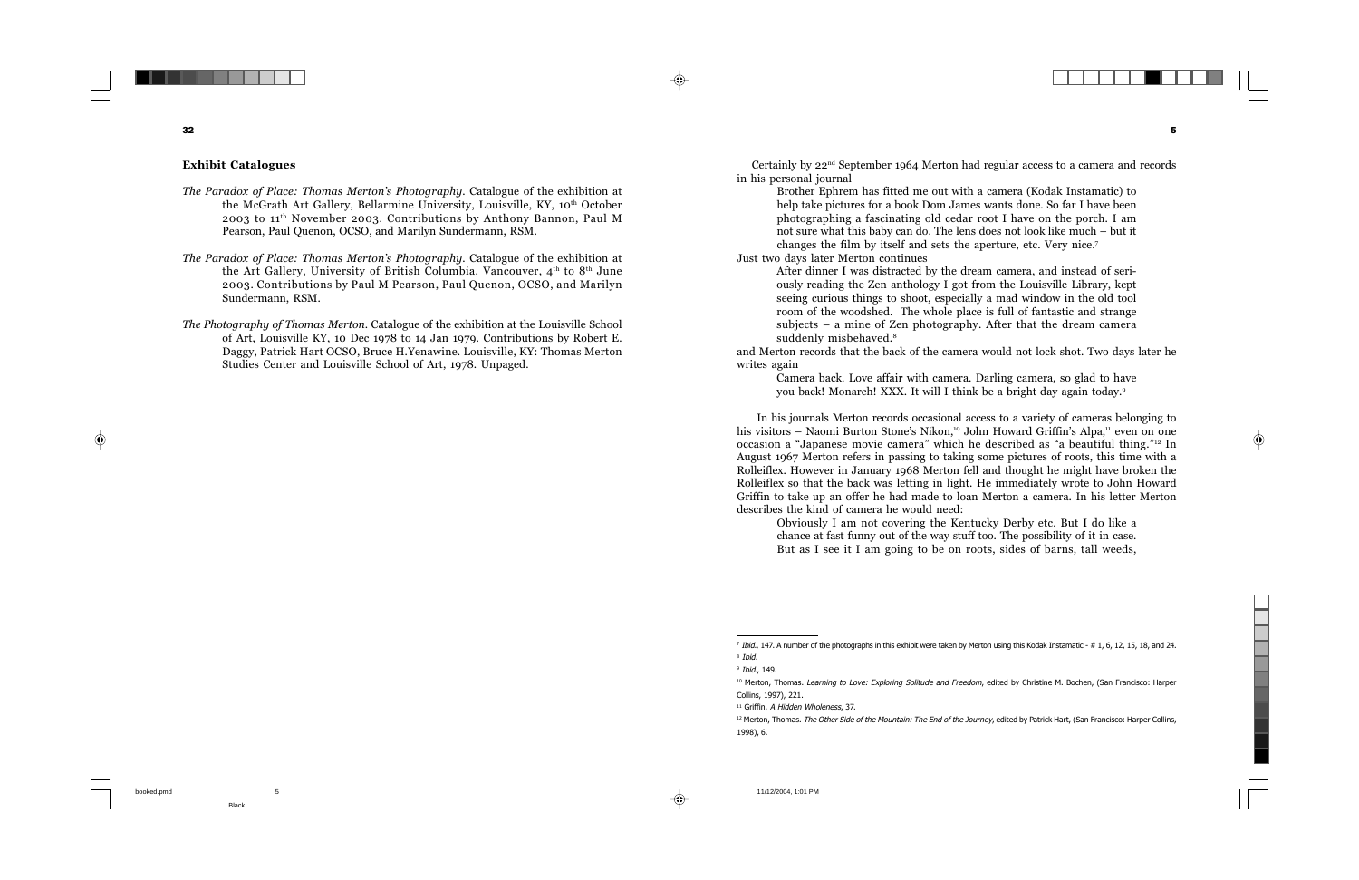### Exhibit Catalogues

*The Paradox of Place: Thomas Merton's Photography*. Catalogue of the exhibition at the McGrath Art Gallery, Bellarmine University, Louisville, KY, 10th October 2003 to 11th November 2003. Contributions by Anthony Bannon, Paul M Pearson, Paul Quenon, OCSO, and Marilyn Sundermann, RSM.

*The Paradox of Place: Thomas Merton's Photography*. Catalogue of the exhibition at the Art Gallery, University of British Columbia, Vancouver, 4th to 8th June 2003. Contributions by Paul M Pearson, Paul Quenon, OCSO, and Marilyn Sundermann, RSM.

*The Photography of Thomas Merton*. Catalogue of the exhibition at the Louisville School of Art, Louisville KY, 10 Dec 1978 to 14 Jan 1979. Contributions by Robert E. Daggy, Patrick Hart OCSO, Bruce H.Yenawine. Louisville, KY: Thomas Merton Studies Center and Louisville School of Art, 1978. Unpaged.

Certainly by 22nd September 1964 Merton had regular access to a camera and records in his personal journal

> Brother Ephrem has fitted me out with a camera (Kodak Instamatic) to help take pictures for a book Dom James wants done. So far I have been photographing a fascinating old cedar root I have on the porch. I am not sure what this baby can do. The lens does not look like much – but it changes the film by itself and sets the aperture, etc. Very nice.[7]

Just two days later Merton continues

> After dinner I was distracted by the dream camera, and instead of seriously reading the Zen anthology I got from the Louisville Library, kept seeing curious things to shoot, especially a mad window in the old tool room of the woodshed. The whole place is full of fantastic and strange subjects – a mine of Zen photography. After that the dream camera suddenly misbehaved.[8]

and Merton records that the back of the camera would not lock shot. Two days later he writes again

> Camera back. Love affair with camera. Darling camera, so glad to have you back! Monarch! XXX. It will I think be a bright day again today.[9]

In his journals Merton records occasional access to a variety of cameras belonging to his visitors – Naomi Burton Stone's Nikon,[10] John Howard Griffin's Alpa,[11] even on one occasion a "Japanese movie camera" which he described as "a beautiful thing."[12] In August 1967 Merton refers in passing to taking some pictures of roots, this time with a Rolleiflex. However in January 1968 Merton fell and thought he might have broken the Rolleiflex so that the back was letting in light. He immediately wrote to John Howard Griffin to take up an offer he had made to loan Merton a camera. In his letter Merton describes the kind of camera he would need:

> Obviously I am not covering the Kentucky Derby etc. But I do like a chance at fast funny out of the way stuff too. The possibility of it in case. But as I see it I am going to be on roots, sides of barns, tall weeds,

---

[7] *Ibid.*, 147. A number of the photographs in this exhibit were taken by Merton using this Kodak Instamatic - # 1, 6, 12, 15, 18, and 24.

[8] *Ibid.*

[9] *Ibid.*, 149.

[10] Merton, Thomas. *Learning to Love: Exploring Solitude and Freedom*, edited by Christine M. Bochen, (San Francisco: Harper Collins, 1997), 221.

[11] Griffin, *A Hidden Wholeness*, 37.

[12] Merton, Thomas. *The Other Side of the Mountain: The End of the Journey*, edited by Patrick Hart, (San Francisco: Harper Collins, 1998), 6.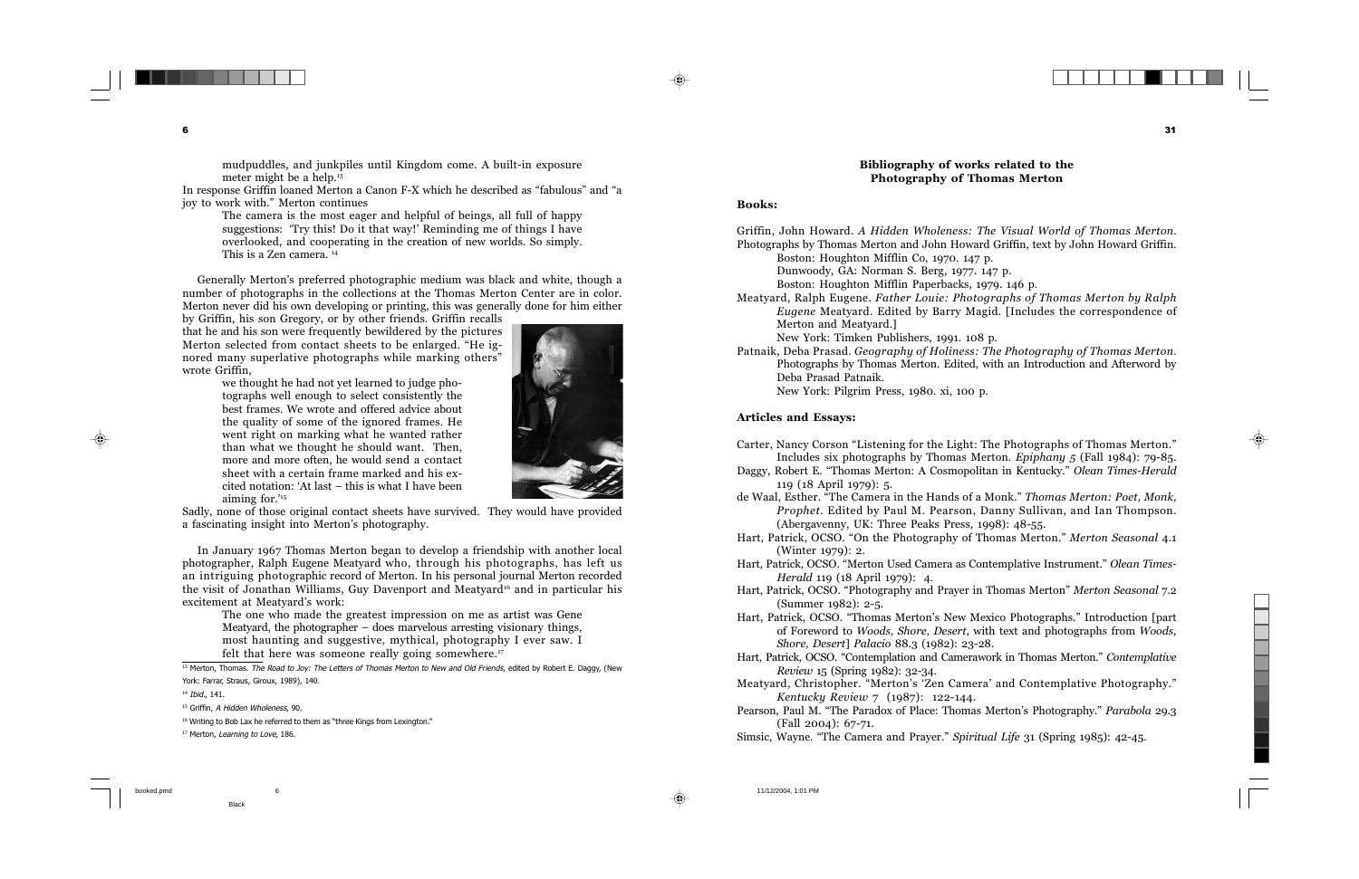mudpuddles, and junkpiles until Kingdom come. A built-in exposure meter might be a help.[13]

In response Griffin loaned Merton a Canon F-X which he described as "fabulous" and "a joy to work with." Merton continues

> The camera is the most eager and helpful of beings, all full of happy suggestions: 'Try this! Do it that way!' Reminding me of things I have overlooked, and cooperating in the creation of new worlds. So simply. This is a Zen camera. [14]

Generally Merton's preferred photographic medium was black and white, though a number of photographs in the collections at the Thomas Merton Center are in color. Merton never did his own developing or printing, this was generally done for him either by Griffin, his son Gregory, or by other friends. Griffin recalls that he and his son were frequently bewildered by the pictures Merton selected from contact sheets to be enlarged. "He ignored many superlative photographs while marking others" wrote Griffin,

> we thought he had not yet learned to judge photographs well enough to select consistently the best frames. We wrote and offered advice about the quality of some of the ignored frames. He went right on marking what he wanted rather than what we thought he should want. Then, more and more often, he would send a contact sheet with a certain frame marked and his excited notation: 'At last – this is what I have been aiming for.'[15]

Sadly, none of those original contact sheets have survived. They would have provided a fascinating insight into Merton's photography.

In January 1967 Thomas Merton began to develop a friendship with another local photographer, Ralph Eugene Meatyard who, through his photographs, has left us an intriguing photographic record of Merton. In his personal journal Merton recorded the visit of Jonathan Williams, Guy Davenport and Meatyard[16] and in particular his excitement at Meatyard's work:

> The one who made the greatest impression on me as artist was Gene Meatyard, the photographer – does marvelous arresting visionary things, most haunting and suggestive, mythical, photography I ever saw. I felt that here was someone really going somewhere.[17]

---

[13] Merton, Thomas. *The Road to Joy: The Letters of Thomas Merton to New and Old Friends*, edited by Robert E. Daggy, (New York: Farrar, Straus, Giroux, 1989), 140.

[14] *Ibid*., 141.

[15] Griffin, *A Hidden Wholeness*, 90.

[16] Writing to Bob Lax he referred to them as "three Kings from Lexington."

[17] Merton, *Learning to Love*, 186.

### Bibliography of works related to the Photography of Thomas Merton

#### Books:

Griffin, John Howard. *A Hidden Wholeness: The Visual World of Thomas Merton*. Photographs by Thomas Merton and John Howard Griffin, text by John Howard Griffin.
  Boston: Houghton Mifflin Co, 1970. 147 p.
  Dunwoody, GA: Norman S. Berg, 1977. 147 p.
  Boston: Houghton Mifflin Paperbacks, 1979. 146 p.

Meatyard, Ralph Eugene. *Father Louie: Photographs of Thomas Merton by Ralph Eugene* Meatyard. Edited by Barry Magid. [Includes the correspondence of Merton and Meatyard.]
  New York: Timken Publishers, 1991. 108 p.

Patnaik, Deba Prasad. *Geography of Holiness: The Photography of Thomas Merton*. Photographs by Thomas Merton. Edited, with an Introduction and Afterword by Deba Prasad Patnaik.
  New York: Pilgrim Press, 1980. xi, 100 p.

#### Articles and Essays:

Carter, Nancy Corson "Listening for the Light: The Photographs of Thomas Merton." Includes six photographs by Thomas Merton. *Epiphany 5* (Fall 1984): 79-85.

Daggy, Robert E. "Thomas Merton: A Cosmopolitan in Kentucky." *Olean Times-Herald* 119 (18 April 1979): 5.

de Waal, Esther. "The Camera in the Hands of a Monk." *Thomas Merton: Poet, Monk, Prophet*. Edited by Paul M. Pearson, Danny Sullivan, and Ian Thompson. (Abergavenny, UK: Three Peaks Press, 1998): 48-55.

Hart, Patrick, OCSO. "On the Photography of Thomas Merton." *Merton Seasonal* 4.1 (Winter 1979): 2.

Hart, Patrick, OCSO. "Merton Used Camera as Contemplative Instrument." *Olean Times-Herald* 119 (18 April 1979): 4.

Hart, Patrick, OCSO. "Photography and Prayer in Thomas Merton" *Merton Seasonal* 7.2 (Summer 1982): 2-5.

Hart, Patrick, OCSO. "Thomas Merton's New Mexico Photographs." Introduction [part of Foreword to *Woods, Shore, Desert*, with text and photographs from *Woods, Shore, Desert*] *Palacio* 88.3 (1982): 23-28.

Hart, Patrick, OCSO. "Contemplation and Camerawork in Thomas Merton." *Contemplative Review* 15 (Spring 1982): 32-34.

Meatyard, Christopher. "Merton's 'Zen Camera' and Contemplative Photography." *Kentucky Review* 7 (1987): 122-144.

Pearson, Paul M. "The Paradox of Place: Thomas Merton's Photography." *Parabola* 29.3 (Fall 2004): 67-71.

Simsic, Wayne. "The Camera and Prayer." *Spiritual Life* 31 (Spring 1985): 42-45.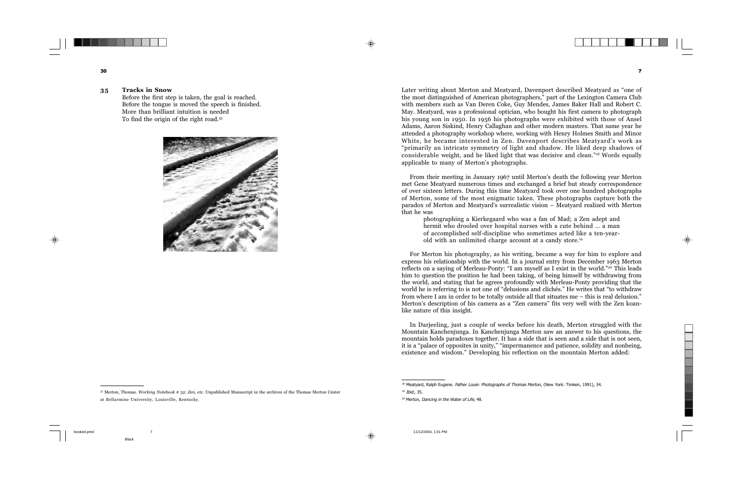**35 Tracks in Snow**

Before the first step is taken, the goal is reached.
Before the tongue is moved the speech is finished.
More than brilliant intuition is needed
To find the origin of the right road.[35]

[35] Merton, Thomas. *Working Notebook # 52: Zen, etc.* Unpublished Manuscript in the archives of the Thomas Merton Center at Bellarmine University, Louisville, Kentucky.

Later writing about Merton and Meatyard, Davenport described Meatyard as "one of the most distinguished of American photographers," part of the Lexington Camera Club with members such as Van Deren Coke, Guy Mendes, James Baker Hall and Robert C. May. Meatyard, was a professional optician, who bought his first camera to photograph his young son in 1950. In 1956 his photographs were exhibited with those of Ansel Adams, Aaron Siskind, Henry Callaghan and other modern masters. That same year he attended a photography workshop where, working with Henry Holmes Smith and Minor White, he became interested in Zen. Davenport describes Meatyard's work as "primarily an intricate symmetry of light and shadow. He liked deep shadows of considerable weight, and he liked light that was decisive and clean."[18] Words equally applicable to many of Merton's photographs.

From their meeting in January 1967 until Merton's death the following year Merton met Gene Meatyard numerous times and exchanged a brief but steady correspondence of over sixteen letters. During this time Meatyard took over one hundred photographs of Merton, some of the most enigmatic taken. These photographs capture both the paradox of Merton and Meatyard's surrealistic vision – Meatyard realized with Merton that he was

> photographing a Kierkegaard who was a fan of Mad; a Zen adept and hermit who drooled over hospital nurses with a cute behind … a man of accomplished self-discipline who sometimes acted like a ten-year-old with an unlimited charge account at a candy store.[19]

For Merton his photography, as his writing, became a way for him to explore and express his relationship with the world. In a journal entry from December 1963 Merton reflects on a saying of Merleau-Ponty: "I am myself as I exist in the world."[20] This leads him to question the position he had been taking, of being himself by withdrawing from the world, and stating that he agrees profoundly with Merleau-Ponty providing that the world he is referring to is not one of "delusions and clichés." He writes that "to withdraw from where I am in order to be totally outside all that situates me – this is real delusion." Merton's description of his camera as a "Zen camera" fits very well with the Zen koan-like nature of this insight.

In Darjeeling, just a couple of weeks before his death, Merton struggled with the Mountain Kanchenjunga. In Kanchenjunga Merton saw an answer to his questions, the mountain holds paradoxes together. It has a side that is seen and a side that is not seen, it is a "palace of opposites in unity," "impermanence and patience, solidity and nonbeing, existence and wisdom." Developing his reflection on the mountain Merton added:

[18] Meatyard, Ralph Eugene. *Father Louie: Photographs of Thomas Merton,* (New York: Timken, 1991), 34.

[19] *Ibid*., 35.

[20] Merton, *Dancing in the Water of Life*, 48.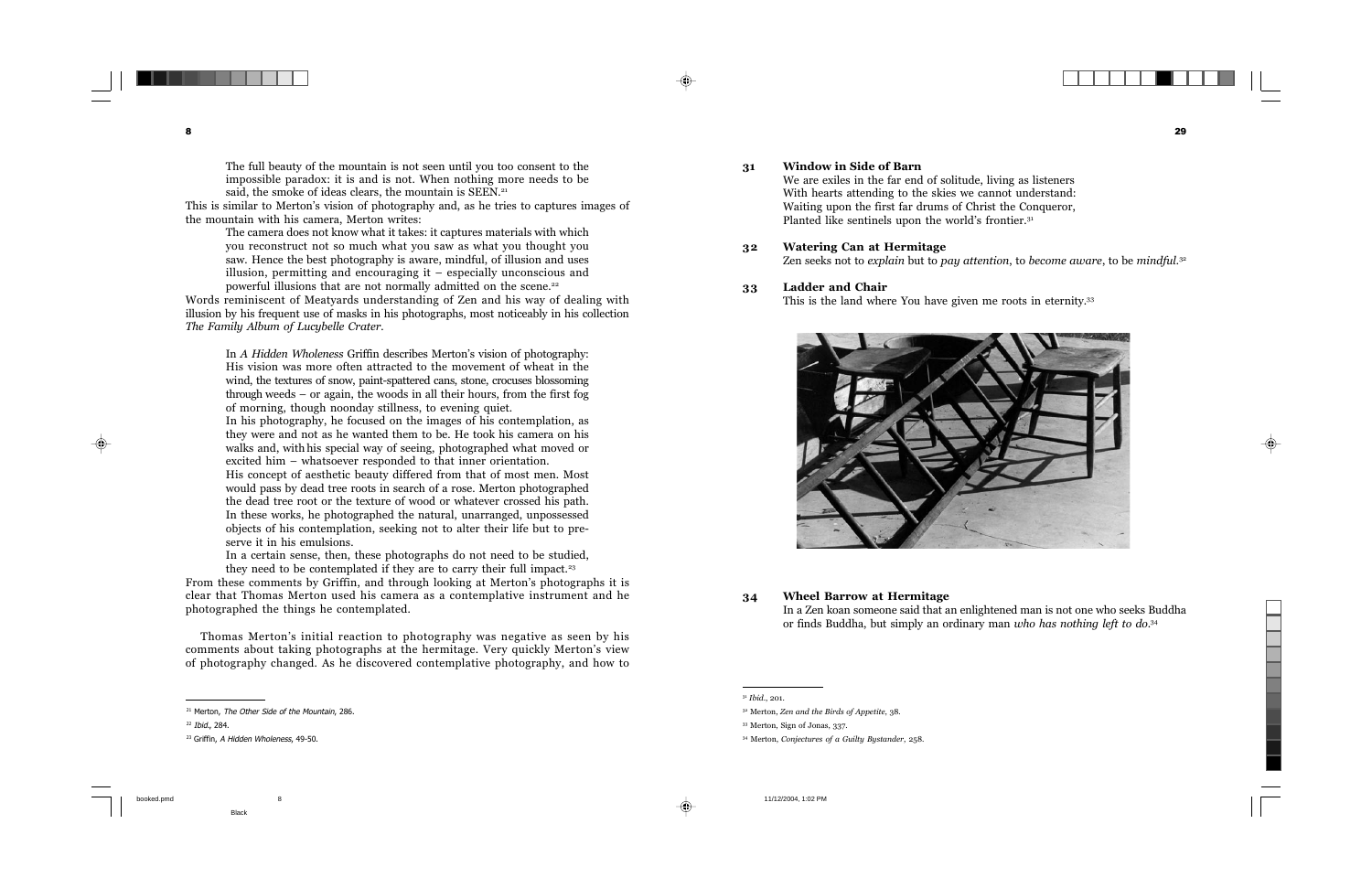The full beauty of the mountain is not seen until you too consent to the impossible paradox: it is and is not. When nothing more needs to be said, the smoke of ideas clears, the mountain is SEEN.[21]

This is similar to Merton's vision of photography and, as he tries to captures images of the mountain with his camera, Merton writes:

> The camera does not know what it takes: it captures materials with which you reconstruct not so much what you saw as what you thought you saw. Hence the best photography is aware, mindful, of illusion and uses illusion, permitting and encouraging it – especially unconscious and powerful illusions that are not normally admitted on the scene.[22]

Words reminiscent of Meatyards understanding of Zen and his way of dealing with illusion by his frequent use of masks in his photographs, most noticeably in his collection *The Family Album of Lucybelle Crater*.

> In *A Hidden Wholeness* Griffin describes Merton's vision of photography: His vision was more often attracted to the movement of wheat in the wind, the textures of snow, paint-spattered cans, stone, crocuses blossoming through weeds – or again, the woods in all their hours, from the first fog of morning, though noonday stillness, to evening quiet.
>
> In his photography, he focused on the images of his contemplation, as they were and not as he wanted them to be. He took his camera on his walks and, with his special way of seeing, photographed what moved or excited him – whatsoever responded to that inner orientation.
>
> His concept of aesthetic beauty differed from that of most men. Most would pass by dead tree roots in search of a rose. Merton photographed the dead tree root or the texture of wood or whatever crossed his path. In these works, he photographed the natural, unarranged, unpossessed objects of his contemplation, seeking not to alter their life but to preserve it in his emulsions.
>
> In a certain sense, then, these photographs do not need to be studied, they need to be contemplated if they are to carry their full impact.[23]

From these comments by Griffin, and through looking at Merton's photographs it is clear that Thomas Merton used his camera as a contemplative instrument and he photographed the things he contemplated.

Thomas Merton's initial reaction to photography was negative as seen by his comments about taking photographs at the hermitage. Very quickly Merton's view of photography changed. As he discovered contemplative photography, and how to

---

[21] Merton, *The Other Side of the Mountain*, 286.

[22] *Ibid.*, 284.

[23] Griffin, *A Hidden Wholeness*, 49-50.

---

**31 Window in Side of Barn**

We are exiles in the far end of solitude, living as listeners
With hearts attending to the skies we cannot understand:
Waiting upon the first far drums of Christ the Conqueror,
Planted like sentinels upon the world's frontier.[31]

**32 Watering Can at Hermitage**

Zen seeks not to *explain* but to *pay attention*, to *become aware*, to be *mindful*.[32]

**33 Ladder and Chair**

This is the land where You have given me roots in eternity.[33]

**34 Wheel Barrow at Hermitage**

In a Zen koan someone said that an enlightened man is not one who seeks Buddha or finds Buddha, but simply an ordinary man *who has nothing left to do*.[34]

---

[31] *Ibid.*, 201.

[32] Merton, *Zen and the Birds of Appetite*, 38.

[33] Merton, Sign of Jonas, 337.

[34] Merton, *Conjectures of a Guilty Bystander*, 258.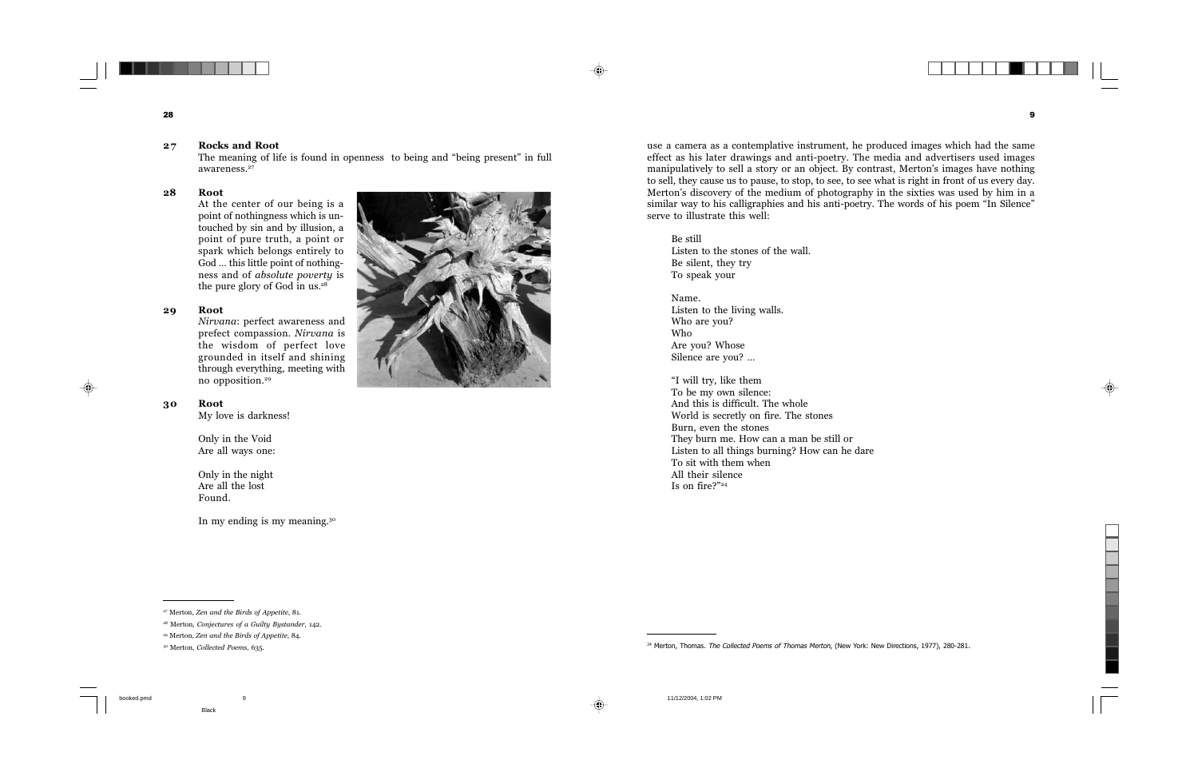**27 Rocks and Root**

The meaning of life is found in openness to being and "being present" in full awareness.[27]

**28 Root**

At the center of our being is a point of nothingness which is untouched by sin and by illusion, a point of pure truth, a point or spark which belongs entirely to God ... this little point of nothingness and of *absolute poverty* is the pure glory of God in us.[28]

**29 Root**

*Nirvana*: perfect awareness and prefect compassion. *Nirvana* is the wisdom of perfect love grounded in itself and shining through everything, meeting with no opposition.[29]

**30 Root**

My love is darkness!

Only in the Void
Are all ways one:

Only in the night
Are all the lost
Found.

In my ending is my meaning.[30]

---

[27] Merton, *Zen and the Birds of Appetite*, 81.

[28] Merton, *Conjectures of a Guilty Bystander*, 142.

[29] Merton, *Zen and the Birds of Appetite*, 84.

[30] Merton, *Collected Poems*, 635.

use a camera as a contemplative instrument, he produced images which had the same effect as his later drawings and anti-poetry. The media and advertisers used images manipulatively to sell a story or an object. By contrast, Merton's images have nothing to sell, they cause us to pause, to stop, to see, to see what is right in front of us every day. Merton's discovery of the medium of photography in the sixties was used by him in a similar way to his calligraphies and his anti-poetry. The words of his poem "In Silence" serve to illustrate this well:

> Be still
> Listen to the stones of the wall.
> Be silent, they try
> To speak your
>
> Name.
> Listen to the living walls.
> Who are you?
> Who
> Are you? Whose
> Silence are you? ...
>
> "I will try, like them
> To be my own silence:
> And this is difficult. The whole
> World is secretly on fire. The stones
> Burn, even the stones
> They burn me. How can a man be still or
> Listen to all things burning? How can he dare
> To sit with them when
> All their silence
> Is on fire?"[24]

---

[24] Merton, Thomas. *The Collected Poems of Thomas Merton*, (New York: New Directions, 1977), 280-281.